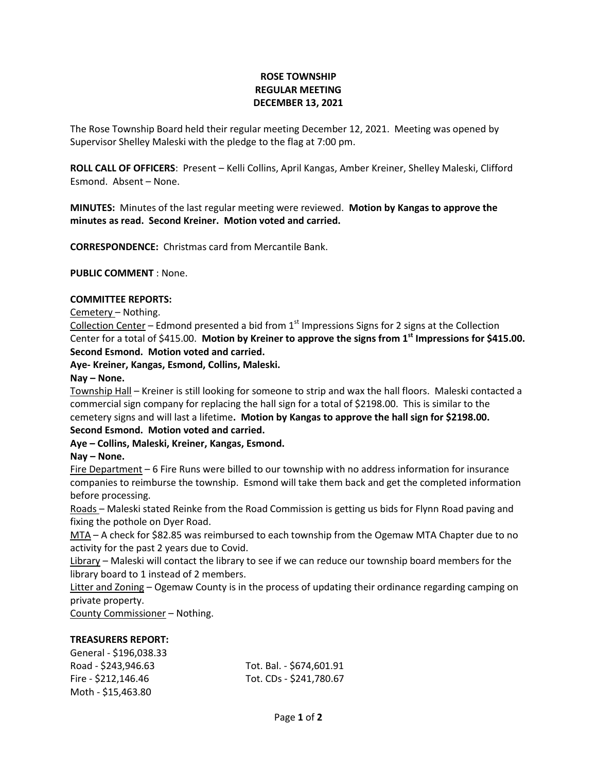**ROSE TOWNSHIP**
**REGULAR MEETING**
**DECEMBER 13, 2021**

The Rose Township Board held their regular meeting December 12, 2021. Meeting was opened by Supervisor Shelley Maleski with the pledge to the flag at 7:00 pm.

**ROLL CALL OF OFFICERS**: Present – Kelli Collins, April Kangas, Amber Kreiner, Shelley Maleski, Clifford Esmond. Absent – None.

**MINUTES:** Minutes of the last regular meeting were reviewed. **Motion by Kangas to approve the minutes as read. Second Kreiner. Motion voted and carried.**

**CORRESPONDENCE:** Christmas card from Mercantile Bank.

**PUBLIC COMMENT** : None.

**COMMITTEE REPORTS:**

Cemetery – Nothing.

Collection Center – Edmond presented a bid from 1st Impressions Signs for 2 signs at the Collection Center for a total of $415.00. **Motion by Kreiner to approve the signs from 1st Impressions for $415.00. Second Esmond. Motion voted and carried.**

**Aye- Kreiner, Kangas, Esmond, Collins, Maleski.**

**Nay – None.**

Township Hall – Kreiner is still looking for someone to strip and wax the hall floors. Maleski contacted a commercial sign company for replacing the hall sign for a total of $2198.00. This is similar to the cemetery signs and will last a lifetime**. Motion by Kangas to approve the hall sign for $2198.00. Second Esmond. Motion voted and carried.**

**Aye – Collins, Maleski, Kreiner, Kangas, Esmond.**

**Nay – None.**

Fire Department – 6 Fire Runs were billed to our township with no address information for insurance companies to reimburse the township. Esmond will take them back and get the completed information before processing.

Roads – Maleski stated Reinke from the Road Commission is getting us bids for Flynn Road paving and fixing the pothole on Dyer Road.

MTA – A check for $82.85 was reimbursed to each township from the Ogemaw MTA Chapter due to no activity for the past 2 years due to Covid.

Library – Maleski will contact the library to see if we can reduce our township board members for the library board to 1 instead of 2 members.

Litter and Zoning – Ogemaw County is in the process of updating their ordinance regarding camping on private property.

County Commissioner – Nothing.

**TREASURERS REPORT:**

General - $196,038.33
Road - $243,946.63
Fire - $212,146.46
Moth - $15,463.80

Tot. Bal. - $674,601.91
Tot. CDs - $241,780.67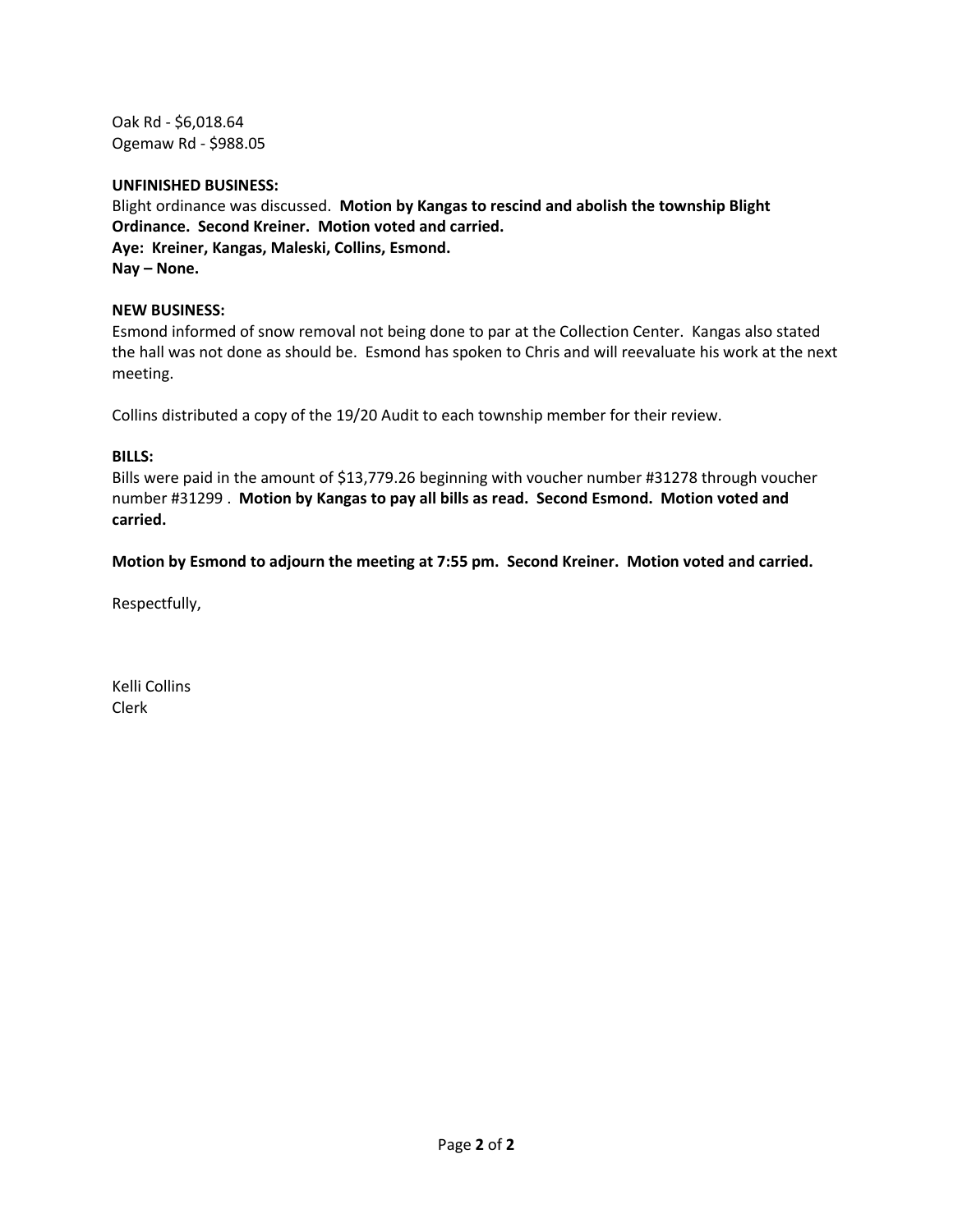Oak Rd - $6,018.64
Ogemaw Rd - $988.05

**UNFINISHED BUSINESS:**

Blight ordinance was discussed. **Motion by Kangas to rescind and abolish the township Blight Ordinance. Second Kreiner. Motion voted and carried.**
**Aye: Kreiner, Kangas, Maleski, Collins, Esmond.**
**Nay – None.**

**NEW BUSINESS:**

Esmond informed of snow removal not being done to par at the Collection Center. Kangas also stated the hall was not done as should be. Esmond has spoken to Chris and will reevaluate his work at the next meeting.

Collins distributed a copy of the 19/20 Audit to each township member for their review.

**BILLS:**

Bills were paid in the amount of $13,779.26 beginning with voucher number #31278 through voucher number #31299 . **Motion by Kangas to pay all bills as read. Second Esmond. Motion voted and carried.**

**Motion by Esmond to adjourn the meeting at 7:55 pm. Second Kreiner. Motion voted and carried.**

Respectfully,

Kelli Collins
Clerk